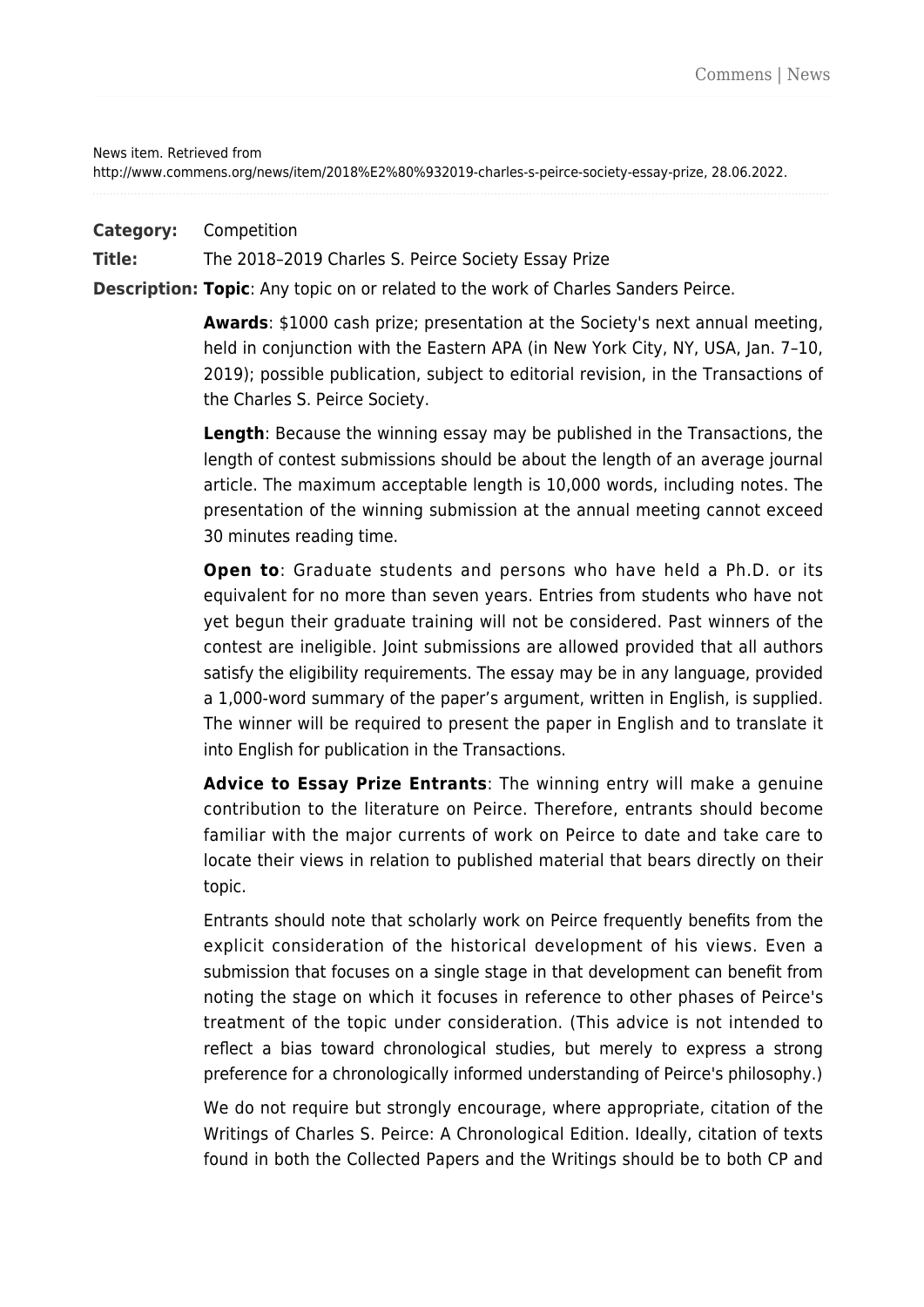News item. Retrieved from http://www.commens.org/news/item/2018%E2%80%932019-charles-s-peirce-society-essay-prize, 28.06.2022.

**Category:** Competition

**Title:** The 2018–2019 Charles S. Peirce Society Essay Prize

**Description:** **Topic**: Any topic on or related to the work of Charles Sanders Peirce.

**Awards**: $1000 cash prize; presentation at the Society's next annual meeting, held in conjunction with the Eastern APA (in New York City, NY, USA, Jan. 7–10, 2019); possible publication, subject to editorial revision, in the Transactions of the Charles S. Peirce Society.

**Length**: Because the winning essay may be published in the Transactions, the length of contest submissions should be about the length of an average journal article. The maximum acceptable length is 10,000 words, including notes. The presentation of the winning submission at the annual meeting cannot exceed 30 minutes reading time.

**Open to**: Graduate students and persons who have held a Ph.D. or its equivalent for no more than seven years. Entries from students who have not yet begun their graduate training will not be considered. Past winners of the contest are ineligible. Joint submissions are allowed provided that all authors satisfy the eligibility requirements. The essay may be in any language, provided a 1,000-word summary of the paper's argument, written in English, is supplied. The winner will be required to present the paper in English and to translate it into English for publication in the Transactions.

**Advice to Essay Prize Entrants**: The winning entry will make a genuine contribution to the literature on Peirce. Therefore, entrants should become familiar with the major currents of work on Peirce to date and take care to locate their views in relation to published material that bears directly on their topic.

Entrants should note that scholarly work on Peirce frequently benefits from the explicit consideration of the historical development of his views. Even a submission that focuses on a single stage in that development can benefit from noting the stage on which it focuses in reference to other phases of Peirce's treatment of the topic under consideration. (This advice is not intended to reflect a bias toward chronological studies, but merely to express a strong preference for a chronologically informed understanding of Peirce's philosophy.)

We do not require but strongly encourage, where appropriate, citation of the Writings of Charles S. Peirce: A Chronological Edition. Ideally, citation of texts found in both the Collected Papers and the Writings should be to both CP and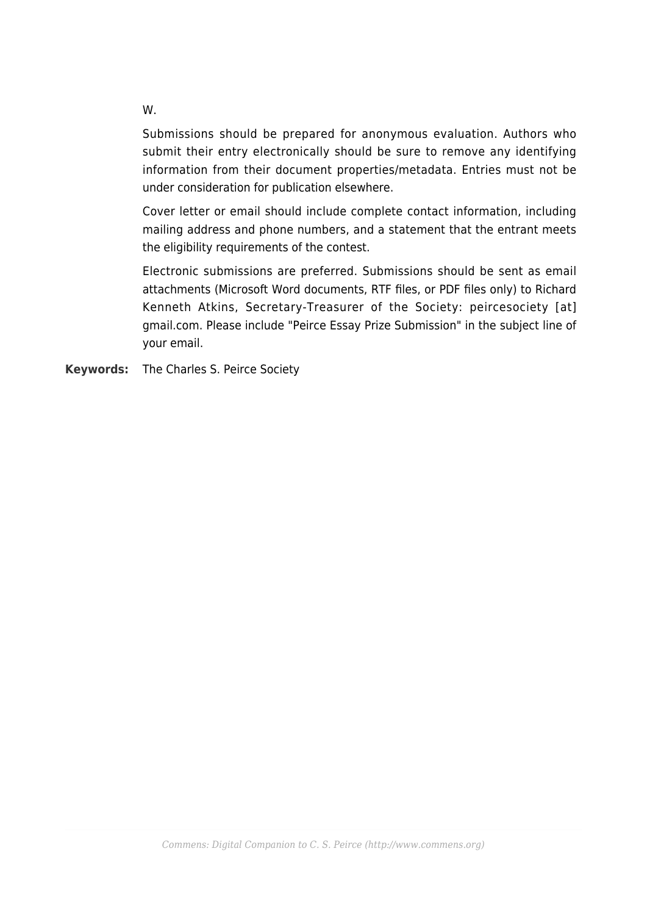W.

Submissions should be prepared for anonymous evaluation. Authors who submit their entry electronically should be sure to remove any identifying information from their document properties/metadata. Entries must not be under consideration for publication elsewhere.

Cover letter or email should include complete contact information, including mailing address and phone numbers, and a statement that the entrant meets the eligibility requirements of the contest.

Electronic submissions are preferred. Submissions should be sent as email attachments (Microsoft Word documents, RTF files, or PDF files only) to Richard Kenneth Atkins, Secretary-Treasurer of the Society: peircesociety [at] gmail.com. Please include "Peirce Essay Prize Submission" in the subject line of your email.

**Keywords:** The Charles S. Peirce Society